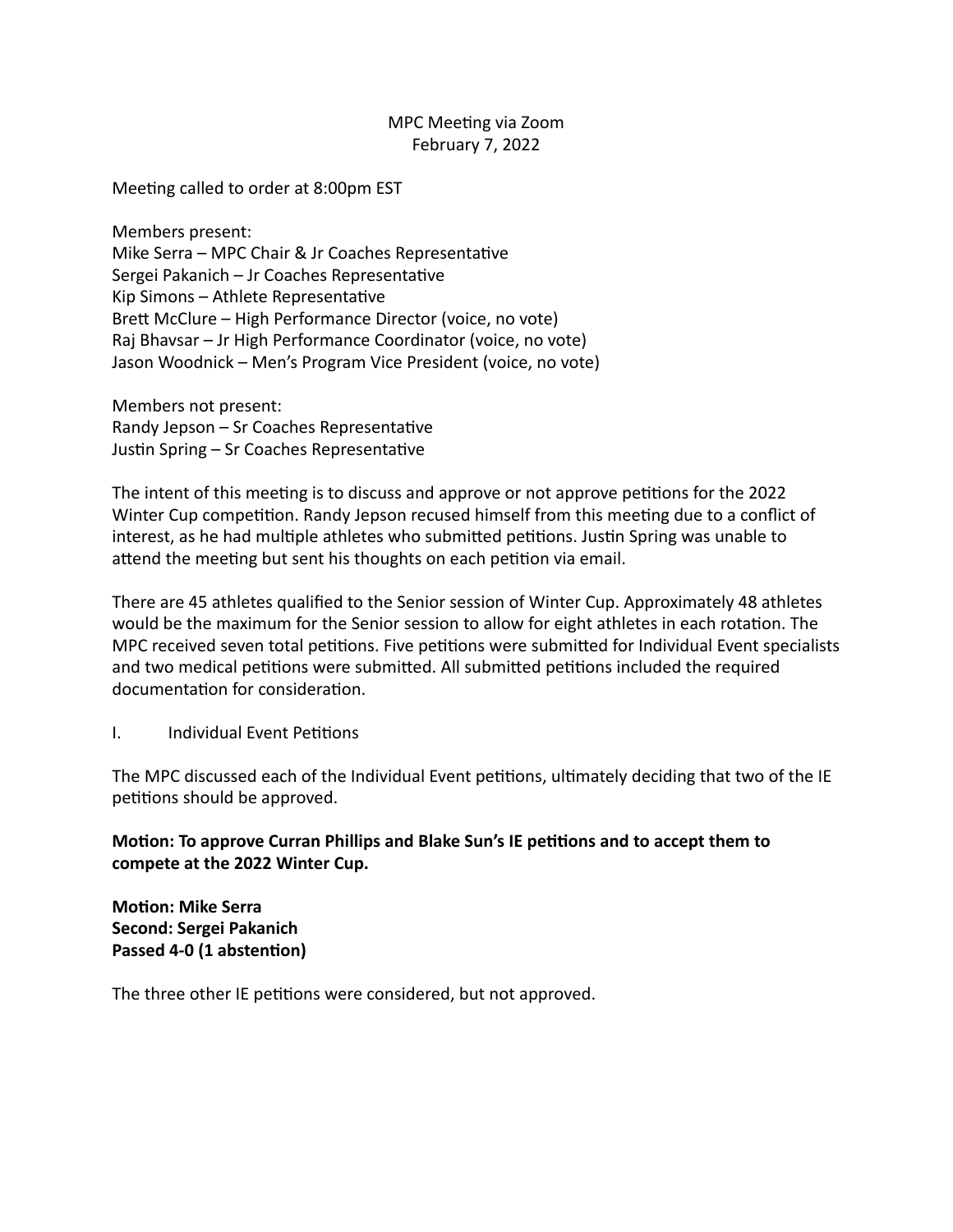MPC Meeting via Zoom
February 7, 2022

Meeting called to order at 8:00pm EST

Members present:
Mike Serra – MPC Chair & Jr Coaches Representative
Sergei Pakanich – Jr Coaches Representative
Kip Simons – Athlete Representative
Brett McClure – High Performance Director (voice, no vote)
Raj Bhavsar – Jr High Performance Coordinator (voice, no vote)
Jason Woodnick – Men's Program Vice President (voice, no vote)

Members not present:
Randy Jepson – Sr Coaches Representative
Justin Spring – Sr Coaches Representative

The intent of this meeting is to discuss and approve or not approve petitions for the 2022 Winter Cup competition. Randy Jepson recused himself from this meeting due to a conflict of interest, as he had multiple athletes who submitted petitions. Justin Spring was unable to attend the meeting but sent his thoughts on each petition via email.

There are 45 athletes qualified to the Senior session of Winter Cup. Approximately 48 athletes would be the maximum for the Senior session to allow for eight athletes in each rotation. The MPC received seven total petitions. Five petitions were submitted for Individual Event specialists and two medical petitions were submitted. All submitted petitions included the required documentation for consideration.

I. Individual Event Petitions

The MPC discussed each of the Individual Event petitions, ultimately deciding that two of the IE petitions should be approved.

**Motion: To approve Curran Phillips and Blake Sun's IE petitions and to accept them to compete at the 2022 Winter Cup.**

**Motion: Mike Serra**
**Second: Sergei Pakanich**
**Passed 4-0 (1 abstention)**

The three other IE petitions were considered, but not approved.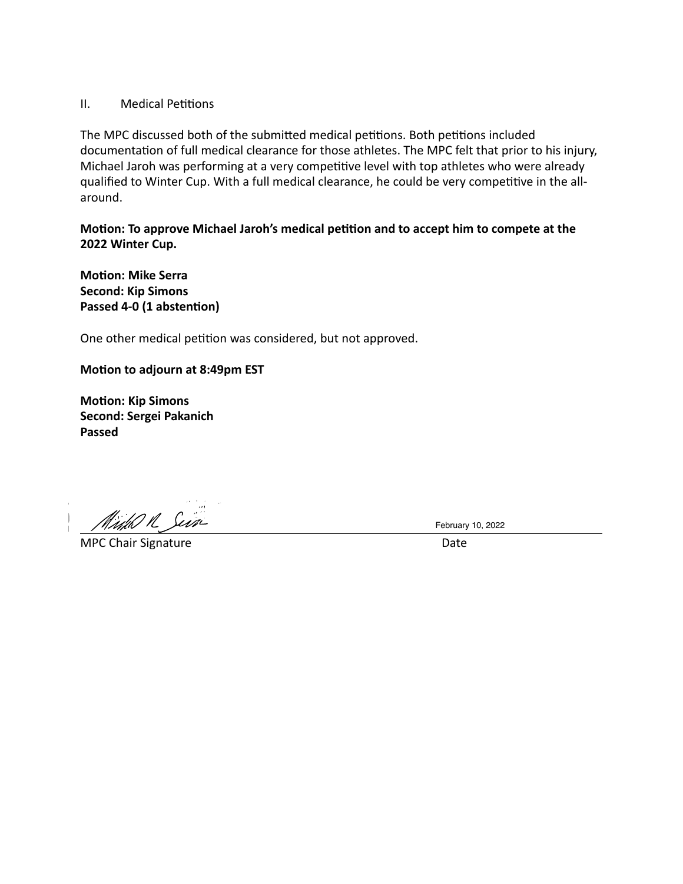## II. Medical Petitions

The MPC discussed both of the submitted medical petitions. Both petitions included documentation of full medical clearance for those athletes. The MPC felt that prior to his injury, Michael Jaroh was performing at a very competitive level with top athletes who were already qualified to Winter Cup. With a full medical clearance, he could be very competitive in the all-around.

**Motion: To approve Michael Jaroh's medical petition and to accept him to compete at the 2022 Winter Cup.**

**Motion: Mike Serra**
**Second: Kip Simons**
**Passed 4-0 (1 abstention)**

One other medical petition was considered, but not approved.

**Motion to adjourn at 8:49pm EST**

**Motion: Kip Simons**
**Second: Sergei Pakanich**
**Passed**

February 10, 2022

MPC Chair Signature | Date